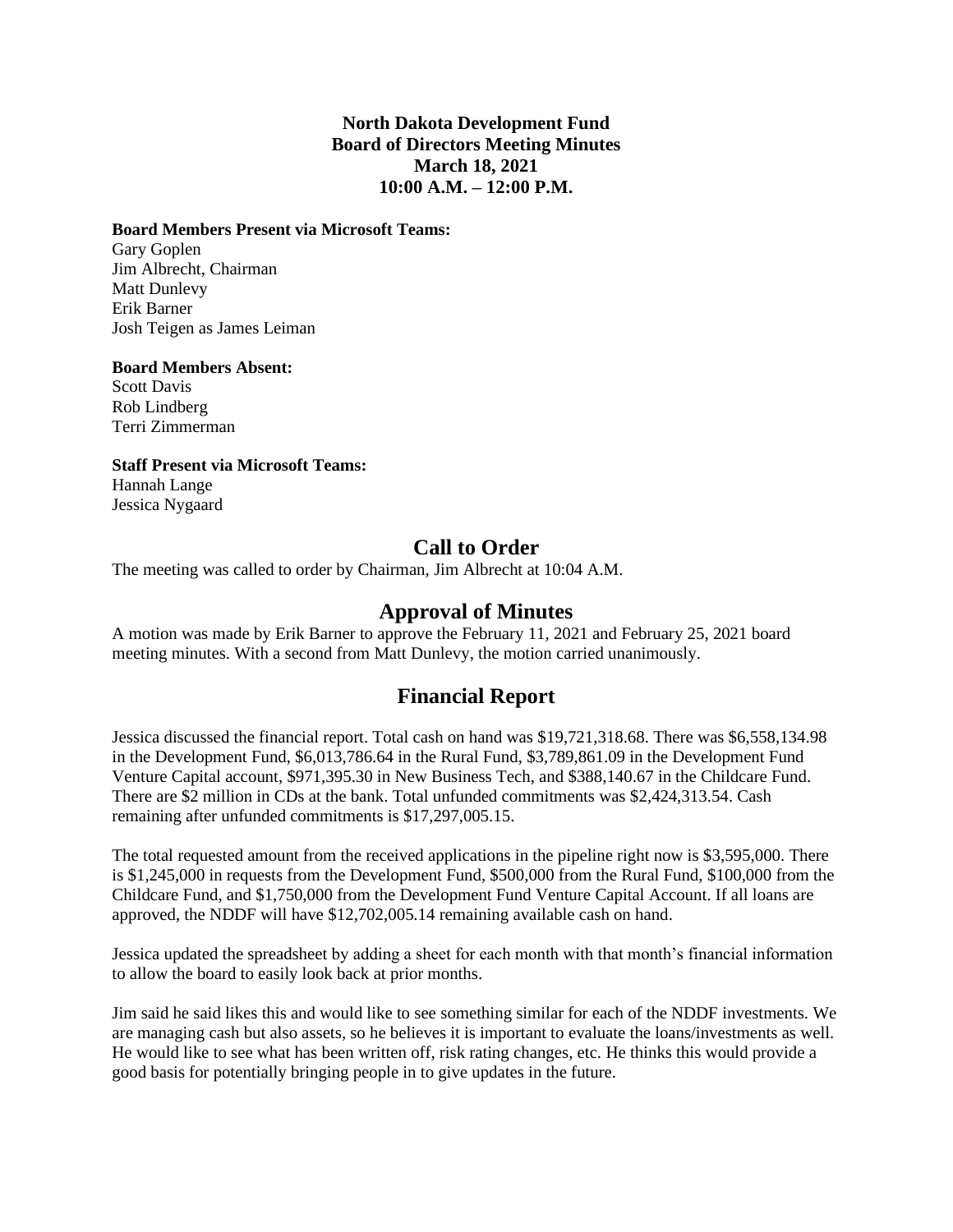**North Dakota Development Fund**
**Board of Directors Meeting Minutes**
**March 18, 2021**
**10:00 A.M. – 12:00 P.M.**

**Board Members Present via Microsoft Teams:**
Gary Goplen
Jim Albrecht, Chairman
Matt Dunlevy
Erik Barner
Josh Teigen as James Leiman

**Board Members Absent:**
Scott Davis
Rob Lindberg
Terri Zimmerman

**Staff Present via Microsoft Teams:**
Hannah Lange
Jessica Nygaard

## Call to Order

The meeting was called to order by Chairman, Jim Albrecht at 10:04 A.M.

## Approval of Minutes

A motion was made by Erik Barner to approve the February 11, 2021 and February 25, 2021 board meeting minutes. With a second from Matt Dunlevy, the motion carried unanimously.

## Financial Report

Jessica discussed the financial report. Total cash on hand was $19,721,318.68. There was $6,558,134.98 in the Development Fund, $6,013,786.64 in the Rural Fund, $3,789,861.09 in the Development Fund Venture Capital account, $971,395.30 in New Business Tech, and $388,140.67 in the Childcare Fund. There are $2 million in CDs at the bank. Total unfunded commitments was $2,424,313.54. Cash remaining after unfunded commitments is $17,297,005.15.

The total requested amount from the received applications in the pipeline right now is $3,595,000. There is $1,245,000 in requests from the Development Fund, $500,000 from the Rural Fund, $100,000 from the Childcare Fund, and $1,750,000 from the Development Fund Venture Capital Account. If all loans are approved, the NDDF will have $12,702,005.14 remaining available cash on hand.

Jessica updated the spreadsheet by adding a sheet for each month with that month's financial information to allow the board to easily look back at prior months.

Jim said he said likes this and would like to see something similar for each of the NDDF investments. We are managing cash but also assets, so he believes it is important to evaluate the loans/investments as well. He would like to see what has been written off, risk rating changes, etc. He thinks this would provide a good basis for potentially bringing people in to give updates in the future.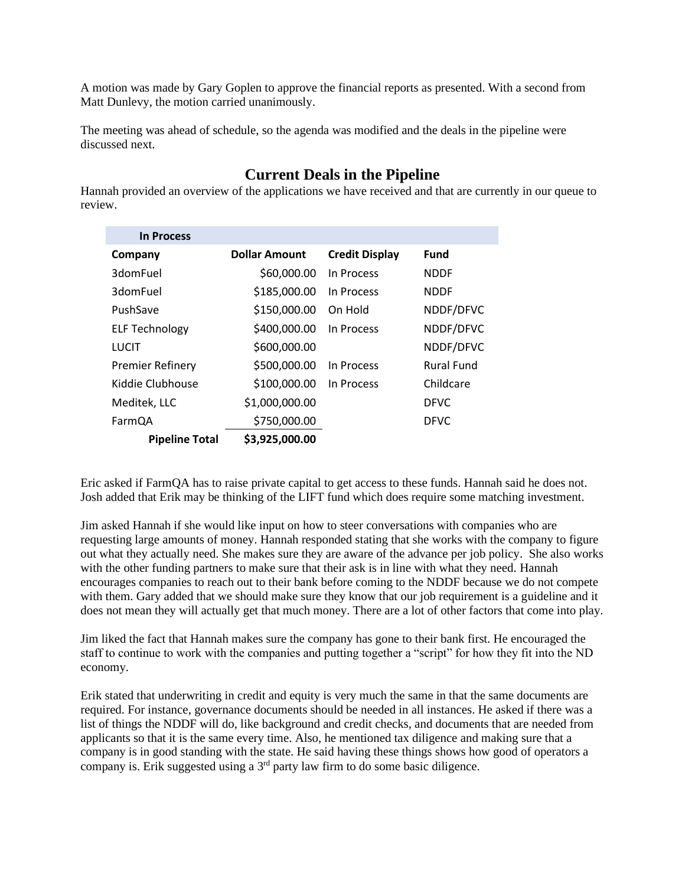A motion was made by Gary Goplen to approve the financial reports as presented. With a second from Matt Dunlevy, the motion carried unanimously.

The meeting was ahead of schedule, so the agenda was modified and the deals in the pipeline were discussed next.

## Current Deals in the Pipeline

Hannah provided an overview of the applications we have received and that are currently in our queue to review.

| **In Process** | | | |
|---|---|---|---|
| **Company** | **Dollar Amount** | **Credit Display** | **Fund** |
| 3domFuel | $60,000.00 | In Process | NDDF |
| 3domFuel | $185,000.00 | In Process | NDDF |
| PushSave | $150,000.00 | On Hold | NDDF/DFVC |
| ELF Technology | $400,000.00 | In Process | NDDF/DFVC |
| LUCIT | $600,000.00 | | NDDF/DFVC |
| Premier Refinery | $500,000.00 | In Process | Rural Fund |
| Kiddie Clubhouse | $100,000.00 | In Process | Childcare |
| Meditek, LLC | $1,000,000.00 | | DFVC |
| FarmQA | $750,000.00 | | DFVC |
| **Pipeline Total** | **$3,925,000.00** | | |

Eric asked if FarmQA has to raise private capital to get access to these funds. Hannah said he does not. Josh added that Erik may be thinking of the LIFT fund which does require some matching investment.

Jim asked Hannah if she would like input on how to steer conversations with companies who are requesting large amounts of money. Hannah responded stating that she works with the company to figure out what they actually need. She makes sure they are aware of the advance per job policy. She also works with the other funding partners to make sure that their ask is in line with what they need. Hannah encourages companies to reach out to their bank before coming to the NDDF because we do not compete with them. Gary added that we should make sure they know that our job requirement is a guideline and it does not mean they will actually get that much money. There are a lot of other factors that come into play.

Jim liked the fact that Hannah makes sure the company has gone to their bank first. He encouraged the staff to continue to work with the companies and putting together a "script" for how they fit into the ND economy.

Erik stated that underwriting in credit and equity is very much the same in that the same documents are required. For instance, governance documents should be needed in all instances. He asked if there was a list of things the NDDF will do, like background and credit checks, and documents that are needed from applicants so that it is the same every time. Also, he mentioned tax diligence and making sure that a company is in good standing with the state. He said having these things shows how good of operators a company is. Erik suggested using a 3rd party law firm to do some basic diligence.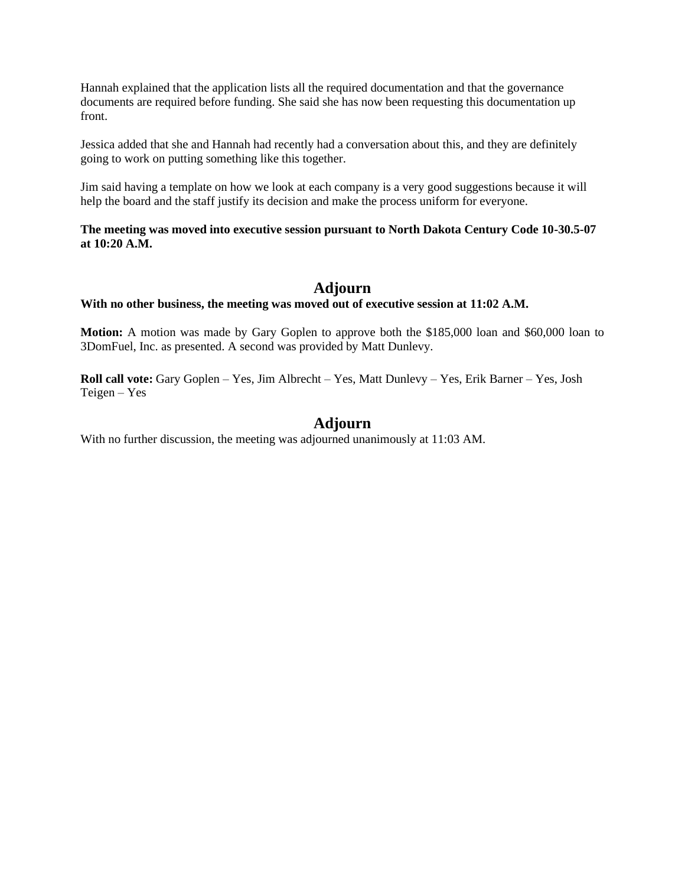Hannah explained that the application lists all the required documentation and that the governance documents are required before funding. She said she has now been requesting this documentation up front.

Jessica added that she and Hannah had recently had a conversation about this, and they are definitely going to work on putting something like this together.

Jim said having a template on how we look at each company is a very good suggestions because it will help the board and the staff justify its decision and make the process uniform for everyone.

**The meeting was moved into executive session pursuant to North Dakota Century Code 10-30.5-07 at 10:20 A.M.**

## Adjourn

**With no other business, the meeting was moved out of executive session at 11:02 A.M.**

**Motion:** A motion was made by Gary Goplen to approve both the $185,000 loan and $60,000 loan to 3DomFuel, Inc. as presented. A second was provided by Matt Dunlevy.

**Roll call vote:** Gary Goplen – Yes, Jim Albrecht – Yes, Matt Dunlevy – Yes, Erik Barner – Yes, Josh Teigen – Yes

## Adjourn

With no further discussion, the meeting was adjourned unanimously at 11:03 AM.